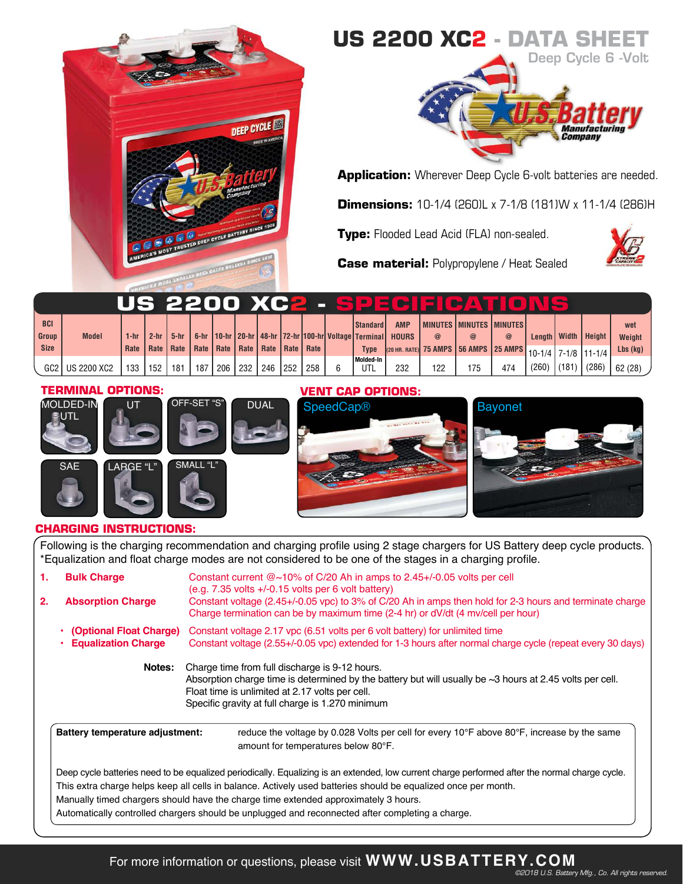# US 2200 XC2 - DATA SHEET

Deep Cycle 6 -Volt

**Application:** Wherever Deep Cycle 6-volt batteries are needed.

**Dimensions:** 10-1/4 (260)L x 7-1/8 (181)W x 11-1/4 (286)H

**Type:** Flooded Lead Acid (FLA) non-sealed.

**Case material:** Polypropylene / Heat Sealed

## US 2200 XC2 - SPECIFICATIONS

| BCI Group Size | Model | 1-hr Rate | 2-hr Rate | 5-hr Rate | 6-hr Rate | 10-hr Rate | 20-hr Rate | 48-hr Rate | 72-hr Rate | 100-hr Rate | Voltage | Standard Terminal Type | AMP HOURS (20 HR. RATE) | MINUTES @ 75 AMPS | MINUTES @ 56 AMPS | MINUTES @ 25 AMPS | Length | Width | Height | wet Weight Lbs (kg) |
|---|---|---|---|---|---|---|---|---|---|---|---|---|---|---|---|---|---|---|---|---|
| GC2 | US 2200 XC2 | 133 | 152 | 181 | 187 | 206 | 232 | 246 | 252 | 258 | 6 | Molded-In UTL | 232 | 122 | 175 | 474 | 10-1/4 (260) | 7-1/8 (181) | 11-1/4 (286) | 62 (28) |

## TERMINAL OPTIONS:

MOLDED-IN UTL, UT, OFF-SET "S", DUAL, SAE, LARGE "L", SMALL "L"

## VENT CAP OPTIONS:

SpeedCap®, Bayonet

## CHARGING INSTRUCTIONS:

Following is the charging recommendation and charging profile using 2 stage chargers for US Battery deep cycle products.
*Equalization and float charge modes are not considered to be one of the stages in a charging profile.

1. **Bulk Charge** — Constant current @~10% of C/20 Ah in amps to 2.45+/-0.05 volts per cell (e.g. 7.35 volts +/-0.15 volts per 6 volt battery)
2. **Absorption Charge** — Constant voltage (2.45+/-0.05 vpc) to 3% of C/20 Ah in amps then hold for 2-3 hours and terminate charge. Charge termination can be by maximum time (2-4 hr) or dV/dt (4 mv/cell per hour)

- **(Optional Float Charge)** — Constant voltage 2.17 vpc (6.51 volts per 6 volt battery) for unlimited time
- **Equalization Charge** — Constant voltage (2.55+/-0.05 vpc) extended for 1-3 hours after normal charge cycle (repeat every 30 days)

**Notes:** Charge time from full discharge is 9-12 hours.
Absorption charge time is determined by the battery but will usually be ~3 hours at 2.45 volts per cell.
Float time is unlimited at 2.17 volts per cell.
Specific gravity at full charge is 1.270 minimum

**Battery temperature adjustment:** reduce the voltage by 0.028 Volts per cell for every 10°F above 80°F, increase by the same amount for temperatures below 80°F.

Deep cycle batteries need to be equalized periodically. Equalizing is an extended, low current charge performed after the normal charge cycle. This extra charge helps keep all cells in balance. Actively used batteries should be equalized once per month.
Manually timed chargers should have the charge time extended approximately 3 hours.
Automatically controlled chargers should be unplugged and reconnected after completing a charge.

For more information or questions, please visit **WWW.USBATTERY.COM**

©2018 U.S. Battery Mfg., Co. All rights reserved.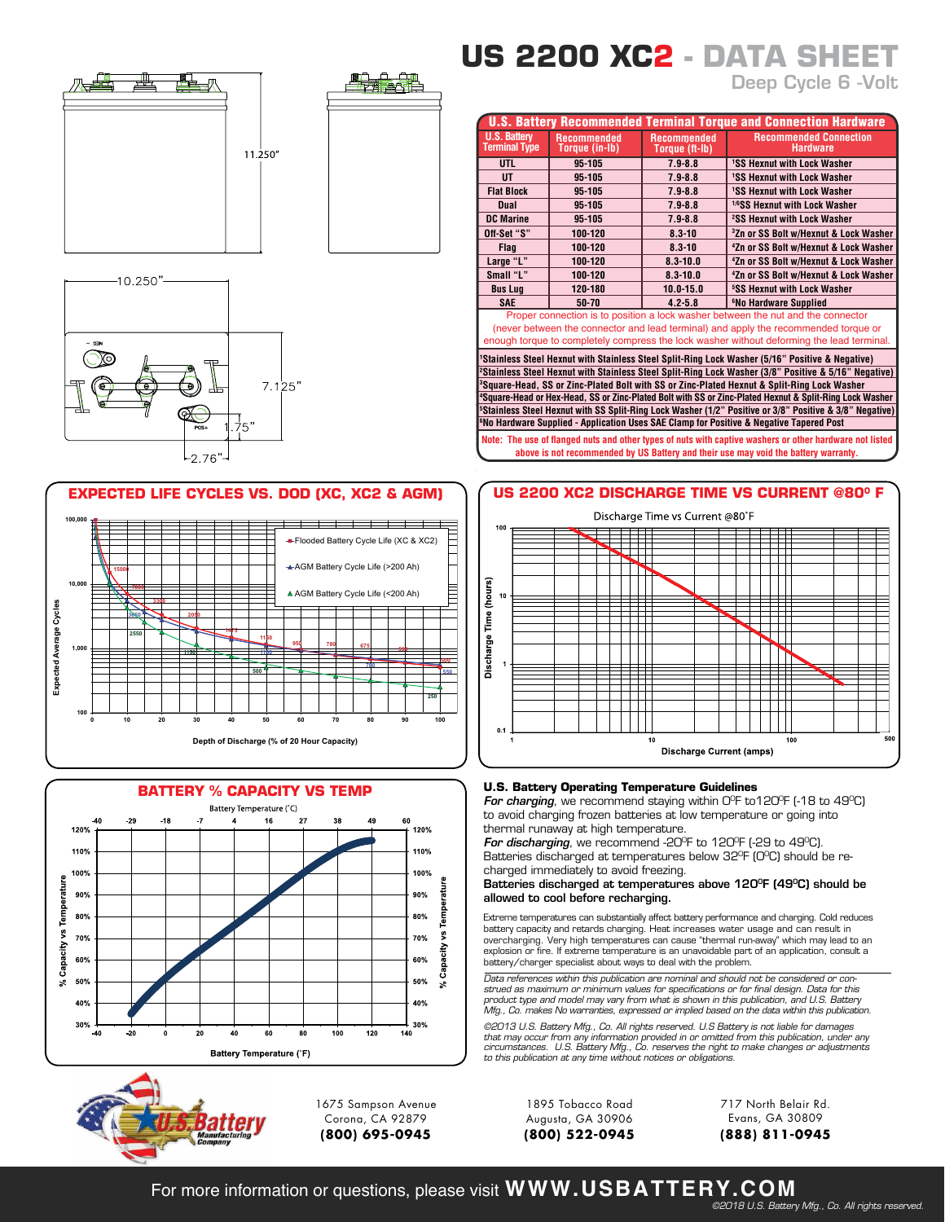# US 2200 XC2 - DATA SHEET

## Deep Cycle 6 -Volt

11.250"

10.250"

7.125"

1.75"

2.76"

NEG

POS+

## U.S. Battery Recommended Terminal Torque and Connection Hardware

| U.S. Battery Terminal Type | Recommended Torque (in-lb) | Recommended Torque (ft-lb) | Recommended Connection Hardware |
|---|---|---|---|
| UTL | 95-105 | 7.9-8.8 | [1]SS Hexnut with Lock Washer |
| UT | 95-105 | 7.9-8.8 | [1]SS Hexnut with Lock Washer |
| Flat Block | 95-105 | 7.9-8.8 | [1]SS Hexnut with Lock Washer |
| Dual | 95-105 | 7.9-8.8 | [1/6]SS Hexnut with Lock Washer |
| DC Marine | 95-105 | 7.9-8.8 | [2]SS Hexnut with Lock Washer |
| Off-Set "S" | 100-120 | 8.3-10 | [3]Zn or SS Bolt w/Hexnut & Lock Washer |
| Flag | 100-120 | 8.3-10 | [4]Zn or SS Bolt w/Hexnut & Lock Washer |
| Large "L" | 100-120 | 8.3-10.0 | [4]Zn or SS Bolt w/Hexnut & Lock Washer |
| Small "L" | 100-120 | 8.3-10.0 | [4]Zn or SS Bolt w/Hexnut & Lock Washer |
| Bus Lug | 120-180 | 10.0-15.0 | [5]SS Hexnut with Lock Washer |
| SAE | 50-70 | 4.2-5.8 | [6]No Hardware Supplied |

Proper connection is to position a lock washer between the nut and the connector (never between the connector and lead terminal) and apply the recommended torque or enough torque to completely compress the lock washer without deforming the lead terminal.

[1]Stainless Steel Hexnut with Stainless Steel Split-Ring Lock Washer (5/16" Positive & Negative)
[2]Stainless Steel Hexnut with Stainless Steel Split-Ring Lock Washer (3/8" Positive & 5/16" Negative)
[3]Square-Head, SS or Zinc-Plated Bolt with SS or Zinc-Plated Hexnut & Split-Ring Lock Washer
[4]Square-Head or Hex-Head, SS or Zinc-Plated Bolt with SS or Zinc-Plated Hexnut & Split-Ring Lock Washer
[5]Stainless Steel Hexnut with SS Split-Ring Lock Washer (1/2" Positive or 3/8" Positive & 3/8" Negative)
[6]No Hardware Supplied - Application Uses SAE Clamp for Positive & Negative Tapered Post

**Note: The use of flanged nuts and other types of nuts with captive washers or other hardware not listed above is not recommended by US Battery and their use may void the battery warranty.**

## EXPECTED LIFE CYCLES VS. DOD (XC, XC2 & AGM)

Flooded Battery Cycle Life (XC & XC2)
AGM Battery Cycle Life (>200 Ah)
AGM Battery Cycle Life (<200 Ah)

Expected Average Cycles
100,000
10,000
1,000
100

Depth of Discharge (% of 20 Hour Capacity)
0 10 20 30 40 50 60 70 80 90 100

15000 7000 3300 2050 1475 1150 950 780 675 600 500
3600 2550 1150 1100 700 550 500 250

## US 2200 XC2 DISCHARGE TIME VS CURRENT @80° F

Discharge Time vs Current @80˚F

Discharge Time (hours)
100
10
1
0.1

Discharge Current (amps)
1 10 100 500

## BATTERY % CAPACITY VS TEMP

Battery Temperature (˚C)
-40 -29 -18 -7 4 16 27 38 49 60

% Capacity vs Temperature
120% 110% 100% 90% 80% 70% 60% 50% 40% 30%

Battery Temperature (˚F)
-40 -20 0 20 40 60 80 100 120 140

### U.S. Battery Operating Temperature Guidelines

***For charging***, we recommend staying within 0ºF to120ºF (-18 to 49ºC) to avoid charging frozen batteries at low temperature or going into thermal runaway at high temperature.

***For discharging***, we recommend -20ºF to 120ºF (-29 to 49ºC). Batteries discharged at temperatures below 32ºF (0ºC) should be re-charged immediately to avoid freezing.

**Batteries discharged at temperatures above 120ºF (49ºC) should be allowed to cool before recharging.**

Extreme temperatures can substantially affect battery performance and charging. Cold reduces battery capacity and retards charging. Heat increases water usage and can result in overcharging. Very high temperatures can cause "thermal run-away" which may lead to an explosion or fire. If extreme temperature is an unavoidable part of an application, consult a battery/charger specialist about ways to deal with the problem.

*Data references within this publication are nominal and should not be considered or construed as maximum or minimum values for specifications or for final design. Data for this product type and model may vary from what is shown in this publication, and U.S. Battery Mfg., Co. makes No warranties, expressed or implied based on the data within this publication.*

*©2013 U.S. Battery Mfg., Co. All rights reserved. U.S Battery is not liable for damages that may occur from any information provided in or omitted from this publication, under any circumstances. U.S. Battery Mfg., Co. reserves the right to change or make adjustments to this publication at any time without notices or obligations.*

U.S. Battery Manufacturing Company

1675 Sampson Avenue
Corona, CA 92879
**(800) 695-0945**

1895 Tobacco Road
Augusta, GA 30906
**(800) 522-0945**

717 North Belair Rd.
Evans, GA 30809
**(888) 811-0945**

For more information or questions, please visit **WWW.USBATTERY.COM**

*©2018 U.S. Battery Mfg., Co. All rights reserved.*